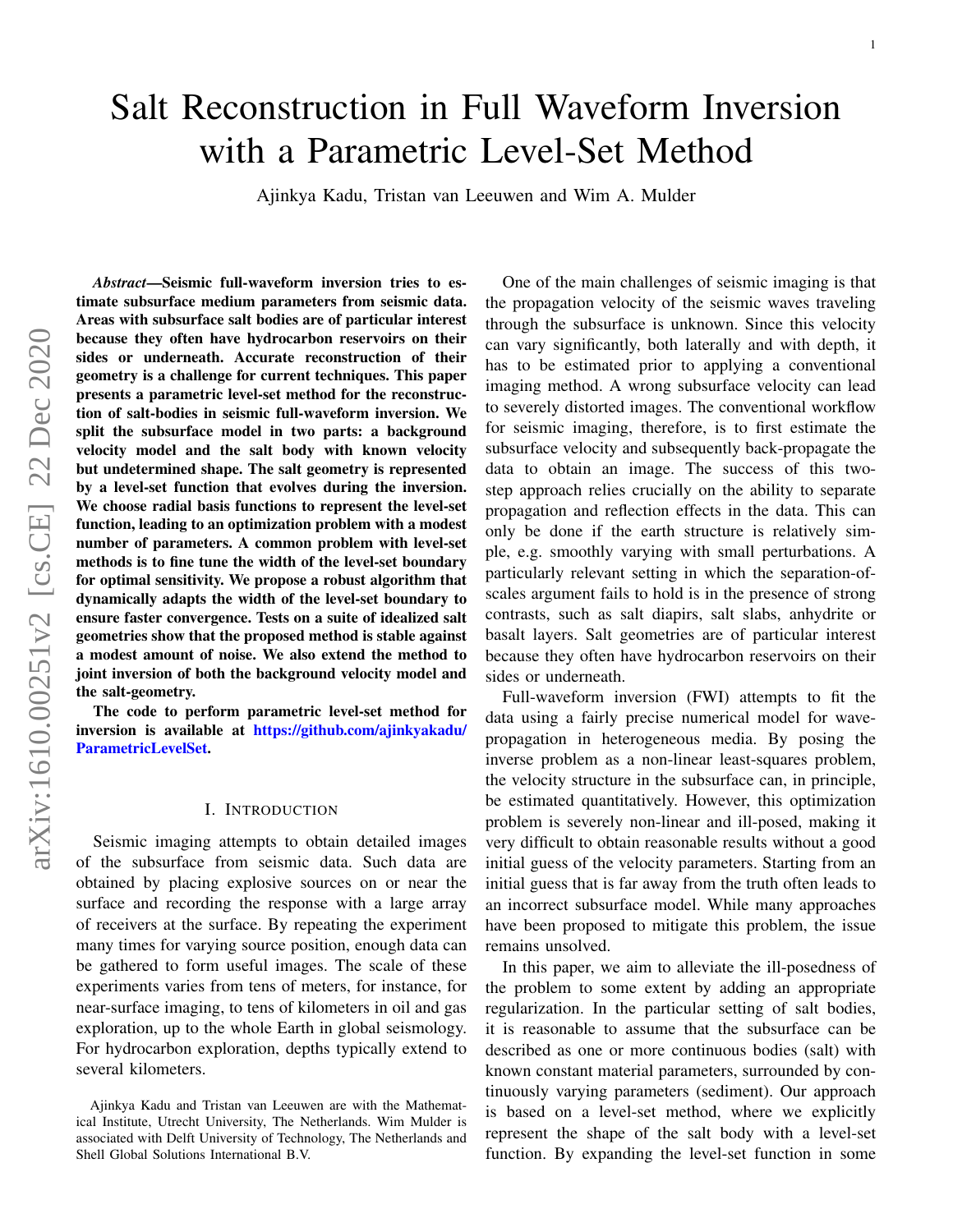# Salt Reconstruction in Full Waveform Inversion with a Parametric Level-Set Method

Ajinkya Kadu, Tristan van Leeuwen and Wim A. Mulder

***Abstract*—Seismic full-waveform inversion tries to estimate subsurface medium parameters from seismic data. Areas with subsurface salt bodies are of particular interest because they often have hydrocarbon reservoirs on their sides or underneath. Accurate reconstruction of their geometry is a challenge for current techniques. This paper presents a parametric level-set method for the reconstruction of salt-bodies in seismic full-waveform inversion. We split the subsurface model in two parts: a background velocity model and the salt body with known velocity but undetermined shape. The salt geometry is represented by a level-set function that evolves during the inversion. We choose radial basis functions to represent the level-set function, leading to an optimization problem with a modest number of parameters. A common problem with level-set methods is to fine tune the width of the level-set boundary for optimal sensitivity. We propose a robust algorithm that dynamically adapts the width of the level-set boundary to ensure faster convergence. Tests on a suite of idealized salt geometries show that the proposed method is stable against a modest amount of noise. We also extend the method to joint inversion of both the background velocity model and the salt-geometry.**

**The code to perform parametric level-set method for inversion is available at https://github.com/ajinkyakadu/ParametricLevelSet.**

## I. Introduction

Seismic imaging attempts to obtain detailed images of the subsurface from seismic data. Such data are obtained by placing explosive sources on or near the surface and recording the response with a large array of receivers at the surface. By repeating the experiment many times for varying source position, enough data can be gathered to form useful images. The scale of these experiments varies from tens of meters, for instance, for near-surface imaging, to tens of kilometers in oil and gas exploration, up to the whole Earth in global seismology. For hydrocarbon exploration, depths typically extend to several kilometers.

One of the main challenges of seismic imaging is that the propagation velocity of the seismic waves traveling through the subsurface is unknown. Since this velocity can vary significantly, both laterally and with depth, it has to be estimated prior to applying a conventional imaging method. A wrong subsurface velocity can lead to severely distorted images. The conventional workflow for seismic imaging, therefore, is to first estimate the subsurface velocity and subsequently back-propagate the data to obtain an image. The success of this two-step approach relies crucially on the ability to separate propagation and reflection effects in the data. This can only be done if the earth structure is relatively simple, e.g. smoothly varying with small perturbations. A particularly relevant setting in which the separation-of-scales argument fails to hold is in the presence of strong contrasts, such as salt diapirs, salt slabs, anhydrite or basalt layers. Salt geometries are of particular interest because they often have hydrocarbon reservoirs on their sides or underneath.

Full-waveform inversion (FWI) attempts to fit the data using a fairly precise numerical model for wave-propagation in heterogeneous media. By posing the inverse problem as a non-linear least-squares problem, the velocity structure in the subsurface can, in principle, be estimated quantitatively. However, this optimization problem is severely non-linear and ill-posed, making it very difficult to obtain reasonable results without a good initial guess of the velocity parameters. Starting from an initial guess that is far away from the truth often leads to an incorrect subsurface model. While many approaches have been proposed to mitigate this problem, the issue remains unsolved.

In this paper, we aim to alleviate the ill-posedness of the problem to some extent by adding an appropriate regularization. In the particular setting of salt bodies, it is reasonable to assume that the subsurface can be described as one or more continuous bodies (salt) with known constant material parameters, surrounded by continuously varying parameters (sediment). Our approach is based on a level-set method, where we explicitly represent the shape of the salt body with a level-set function. By expanding the level-set function in some

Ajinkya Kadu and Tristan van Leeuwen are with the Mathematical Institute, Utrecht University, The Netherlands. Wim Mulder is associated with Delft University of Technology, The Netherlands and Shell Global Solutions International B.V.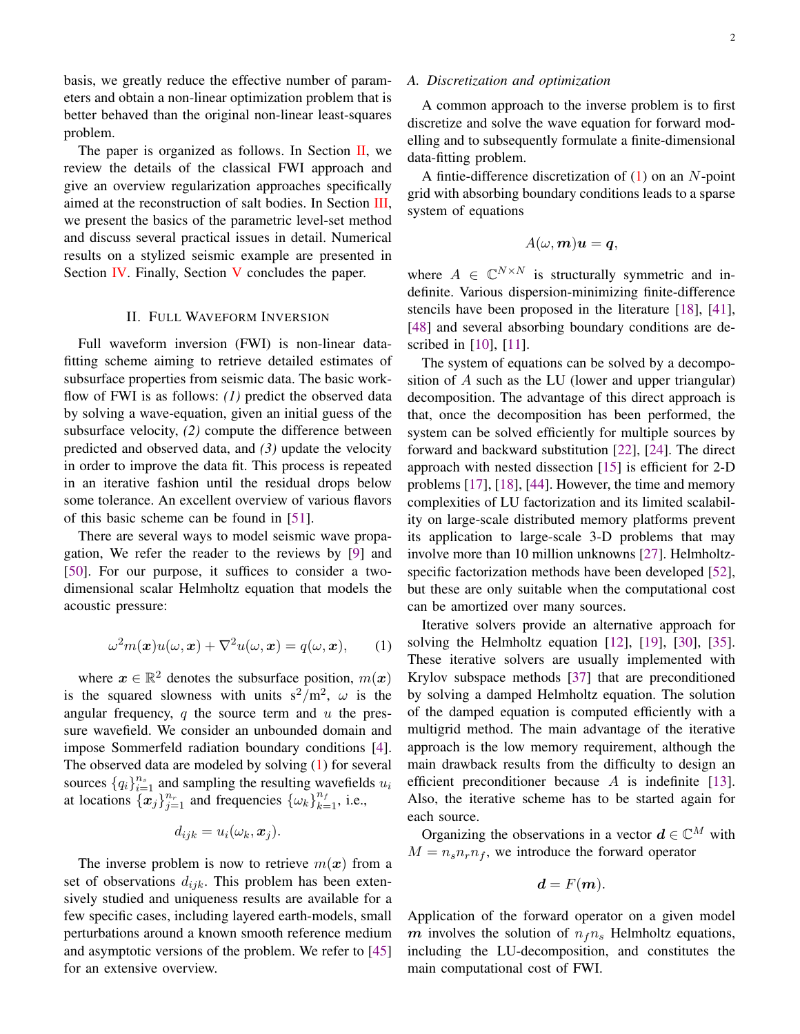basis, we greatly reduce the effective number of parameters and obtain a non-linear optimization problem that is better behaved than the original non-linear least-squares problem.

The paper is organized as follows. In Section II, we review the details of the classical FWI approach and give an overview regularization approaches specifically aimed at the reconstruction of salt bodies. In Section III, we present the basics of the parametric level-set method and discuss several practical issues in detail. Numerical results on a stylized seismic example are presented in Section IV. Finally, Section V concludes the paper.

## II. Full Waveform Inversion

Full waveform inversion (FWI) is non-linear data-fitting scheme aiming to retrieve detailed estimates of subsurface properties from seismic data. The basic workflow of FWI is as follows: *(1)* predict the observed data by solving a wave-equation, given an initial guess of the subsurface velocity, *(2)* compute the difference between predicted and observed data, and *(3)* update the velocity in order to improve the data fit. This process is repeated in an iterative fashion until the residual drops below some tolerance. An excellent overview of various flavors of this basic scheme can be found in [51].

There are several ways to model seismic wave propagation, We refer the reader to the reviews by [9] and [50]. For our purpose, it suffices to consider a two-dimensional scalar Helmholtz equation that models the acoustic pressure:

$$\omega^2 m(\boldsymbol{x}) u(\omega, \boldsymbol{x}) + \nabla^2 u(\omega, \boldsymbol{x}) = q(\omega, \boldsymbol{x}), \qquad (1)$$

where $\boldsymbol{x} \in \mathbb{R}^2$ denotes the subsurface position, $m(\boldsymbol{x})$ is the squared slowness with units $\mathrm{s}^2/\mathrm{m}^2$, $\omega$ is the angular frequency, $q$ the source term and $u$ the pressure wavefield. We consider an unbounded domain and impose Sommerfeld radiation boundary conditions [4]. The observed data are modeled by solving (1) for several sources $\{q_i\}_{i=1}^{n_s}$ and sampling the resulting wavefields $u_i$ at locations $\{\boldsymbol{x}_j\}_{j=1}^{n_r}$ and frequencies $\{\omega_k\}_{k=1}^{n_f}$, i.e.,

$$d_{ijk} = u_i(\omega_k, \boldsymbol{x}_j).$$

The inverse problem is now to retrieve $m(\boldsymbol{x})$ from a set of observations $d_{ijk}$. This problem has been extensively studied and uniqueness results are available for a few specific cases, including layered earth-models, small perturbations around a known smooth reference medium and asymptotic versions of the problem. We refer to [45] for an extensive overview.

### A. Discretization and optimization

A common approach to the inverse problem is to first discretize and solve the wave equation for forward modelling and to subsequently formulate a finite-dimensional data-fitting problem.

A fintie-difference discretization of (1) on an $N$-point grid with absorbing boundary conditions leads to a sparse system of equations

$$A(\omega, \boldsymbol{m})\boldsymbol{u} = \boldsymbol{q},$$

where $A \in \mathbb{C}^{N \times N}$ is structurally symmetric and indefinite. Various dispersion-minimizing finite-difference stencils have been proposed in the literature [18], [41], [48] and several absorbing boundary conditions are described in [10], [11].

The system of equations can be solved by a decomposition of $A$ such as the LU (lower and upper triangular) decomposition. The advantage of this direct approach is that, once the decomposition has been performed, the system can be solved efficiently for multiple sources by forward and backward substitution [22], [24]. The direct approach with nested dissection [15] is efficient for 2-D problems [17], [18], [44]. However, the time and memory complexities of LU factorization and its limited scalability on large-scale distributed memory platforms prevent its application to large-scale 3-D problems that may involve more than 10 million unknowns [27]. Helmholtz-specific factorization methods have been developed [52], but these are only suitable when the computational cost can be amortized over many sources.

Iterative solvers provide an alternative approach for solving the Helmholtz equation [12], [19], [30], [35]. These iterative solvers are usually implemented with Krylov subspace methods [37] that are preconditioned by solving a damped Helmholtz equation. The solution of the damped equation is computed efficiently with a multigrid method. The main advantage of the iterative approach is the low memory requirement, although the main drawback results from the difficulty to design an efficient preconditioner because $A$ is indefinite [13]. Also, the iterative scheme has to be started again for each source.

Organizing the observations in a vector $\boldsymbol{d} \in \mathbb{C}^M$ with $M = n_s n_r n_f$, we introduce the forward operator

$$\boldsymbol{d} = F(\boldsymbol{m}).$$

Application of the forward operator on a given model $\boldsymbol{m}$ involves the solution of $n_f n_s$ Helmholtz equations, including the LU-decomposition, and constitutes the main computational cost of FWI.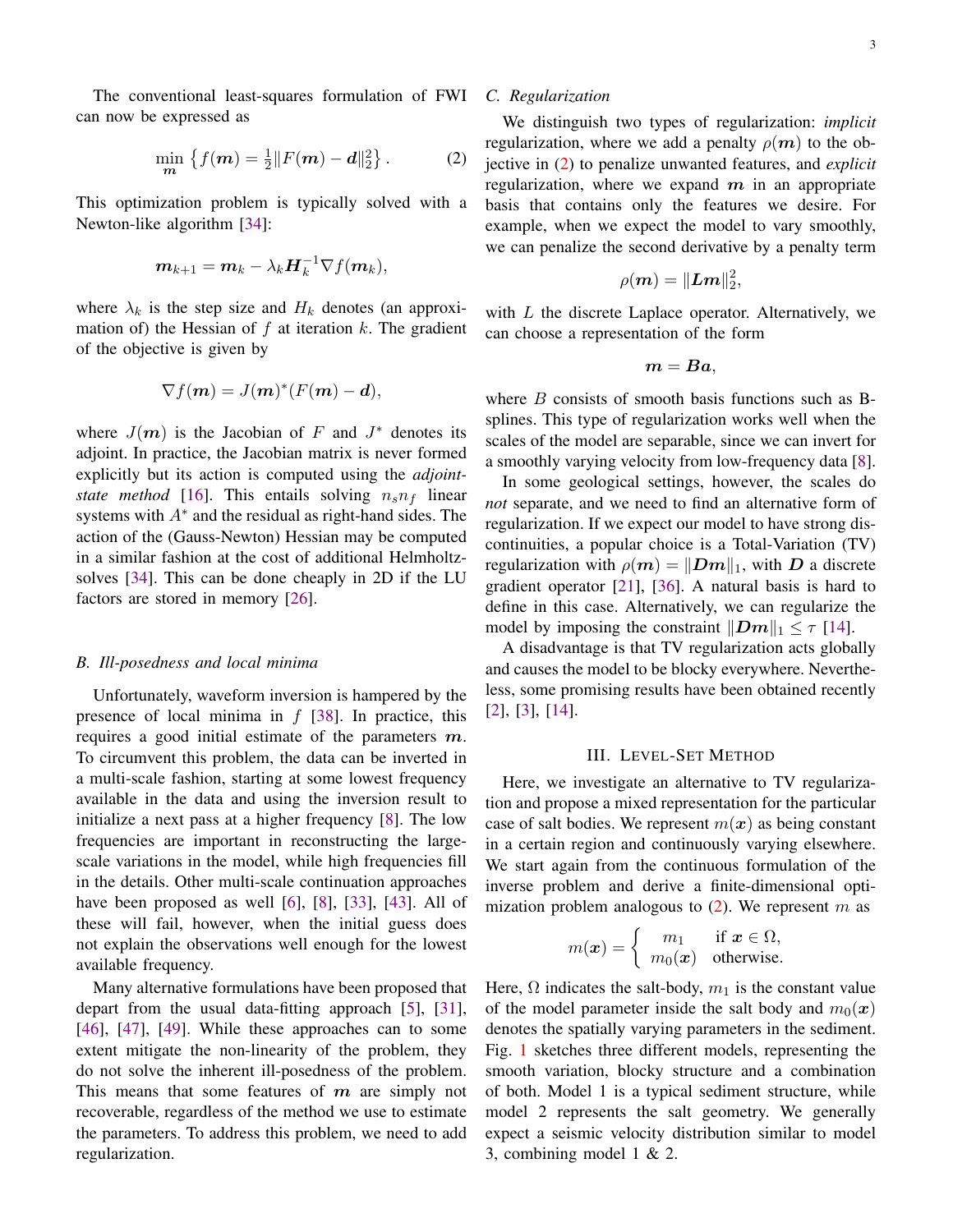The conventional least-squares formulation of FWI can now be expressed as

$$\min_{\boldsymbol{m}} \left\{ f(\boldsymbol{m}) = \tfrac{1}{2}\|F(\boldsymbol{m}) - \boldsymbol{d}\|_2^2 \right\}. \tag{2}$$

This optimization problem is typically solved with a Newton-like algorithm [34]:

$$\boldsymbol{m}_{k+1} = \boldsymbol{m}_k - \lambda_k \boldsymbol{H}_k^{-1} \nabla f(\boldsymbol{m}_k),$$

where $\lambda_k$ is the step size and $H_k$ denotes (an approximation of) the Hessian of $f$ at iteration $k$. The gradient of the objective is given by

$$\nabla f(\boldsymbol{m}) = J(\boldsymbol{m})^* (F(\boldsymbol{m}) - \boldsymbol{d}),$$

where $J(\boldsymbol{m})$ is the Jacobian of $F$ and $J^*$ denotes its adjoint. In practice, the Jacobian matrix is never formed explicitly but its action is computed using the *adjoint-state method* [16]. This entails solving $n_s n_f$ linear systems with $A^*$ and the residual as right-hand sides. The action of the (Gauss-Newton) Hessian may be computed in a similar fashion at the cost of additional Helmholtz-solves [34]. This can be done cheaply in 2D if the LU factors are stored in memory [26].

### B. Ill-posedness and local minima

Unfortunately, waveform inversion is hampered by the presence of local minima in $f$ [38]. In practice, this requires a good initial estimate of the parameters $\boldsymbol{m}$. To circumvent this problem, the data can be inverted in a multi-scale fashion, starting at some lowest frequency available in the data and using the inversion result to initialize a next pass at a higher frequency [8]. The low frequencies are important in reconstructing the large-scale variations in the model, while high frequencies fill in the details. Other multi-scale continuation approaches have been proposed as well [6], [8], [33], [43]. All of these will fail, however, when the initial guess does not explain the observations well enough for the lowest available frequency.

Many alternative formulations have been proposed that depart from the usual data-fitting approach [5], [31], [46], [47], [49]. While these approaches can to some extent mitigate the non-linearity of the problem, they do not solve the inherent ill-posedness of the problem. This means that some features of $\boldsymbol{m}$ are simply not recoverable, regardless of the method we use to estimate the parameters. To address this problem, we need to add regularization.

### C. Regularization

We distinguish two types of regularization: *implicit* regularization, where we add a penalty $\rho(\boldsymbol{m})$ to the objective in (2) to penalize unwanted features, and *explicit* regularization, where we expand $\boldsymbol{m}$ in an appropriate basis that contains only the features we desire. For example, when we expect the model to vary smoothly, we can penalize the second derivative by a penalty term

$$\rho(\boldsymbol{m}) = \|\boldsymbol{L}\boldsymbol{m}\|_2^2,$$

with $L$ the discrete Laplace operator. Alternatively, we can choose a representation of the form

$$\boldsymbol{m} = \boldsymbol{B}\boldsymbol{a},$$

where $B$ consists of smooth basis functions such as B-splines. This type of regularization works well when the scales of the model are separable, since we can invert for a smoothly varying velocity from low-frequency data [8].

In some geological settings, however, the scales do *not* separate, and we need to find an alternative form of regularization. If we expect our model to have strong discontinuities, a popular choice is a Total-Variation (TV) regularization with $\rho(\boldsymbol{m}) = \|\boldsymbol{D}\boldsymbol{m}\|_1$, with $\boldsymbol{D}$ a discrete gradient operator [21], [36]. A natural basis is hard to define in this case. Alternatively, we can regularize the model by imposing the constraint $\|\boldsymbol{D}\boldsymbol{m}\|_1 \leq \tau$ [14].

A disadvantage is that TV regularization acts globally and causes the model to be blocky everywhere. Nevertheless, some promising results have been obtained recently [2], [3], [14].

## III. Level-Set Method

Here, we investigate an alternative to TV regularization and propose a mixed representation for the particular case of salt bodies. We represent $m(\boldsymbol{x})$ as being constant in a certain region and continuously varying elsewhere. We start again from the continuous formulation of the inverse problem and derive a finite-dimensional optimization problem analogous to (2). We represent $m$ as

$$m(\boldsymbol{x}) = \begin{cases} m_1 & \text{if } \boldsymbol{x} \in \Omega, \\ m_0(\boldsymbol{x}) & \text{otherwise.} \end{cases}$$

Here, $\Omega$ indicates the salt-body, $m_1$ is the constant value of the model parameter inside the salt body and $m_0(\boldsymbol{x})$ denotes the spatially varying parameters in the sediment. Fig. 1 sketches three different models, representing the smooth variation, blocky structure and a combination of both. Model 1 is a typical sediment structure, while model 2 represents the salt geometry. We generally expect a seismic velocity distribution similar to model 3, combining model 1 & 2.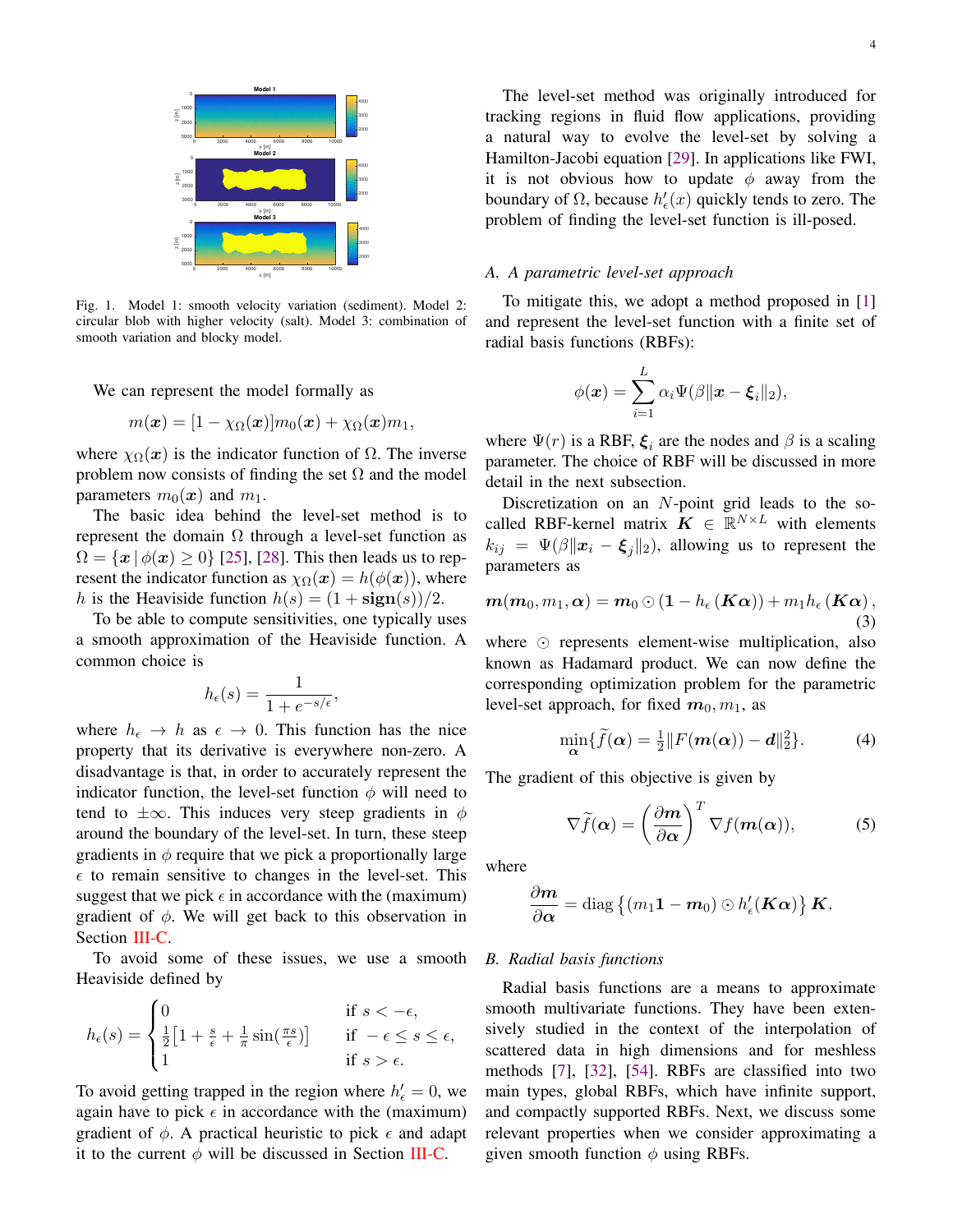Fig. 1. Model 1: smooth velocity variation (sediment). Model 2: circular blob with higher velocity (salt). Model 3: combination of smooth variation and blocky model.

We can represent the model formally as

$$m(\boldsymbol{x}) = [1 - \chi_\Omega(\boldsymbol{x})]m_0(\boldsymbol{x}) + \chi_\Omega(\boldsymbol{x})m_1,$$

where $\chi_\Omega(\boldsymbol{x})$ is the indicator function of $\Omega$. The inverse problem now consists of finding the set $\Omega$ and the model parameters $m_0(\boldsymbol{x})$ and $m_1$.

The basic idea behind the level-set method is to represent the domain $\Omega$ through a level-set function as $\Omega = \{\boldsymbol{x} \,|\, \phi(\boldsymbol{x}) \geq 0\}$ [25], [28]. This then leads us to represent the indicator function as $\chi_\Omega(\boldsymbol{x}) = h(\phi(\boldsymbol{x}))$, where $h$ is the Heaviside function $h(s) = (1 + \mathbf{sign}(s))/2$.

To be able to compute sensitivities, one typically uses a smooth approximation of the Heaviside function. A common choice is

$$h_\epsilon(s) = \frac{1}{1 + e^{-s/\epsilon}},$$

where $h_\epsilon \to h$ as $\epsilon \to 0$. This function has the nice property that its derivative is everywhere non-zero. A disadvantage is that, in order to accurately represent the indicator function, the level-set function $\phi$ will need to tend to $\pm\infty$. This induces very steep gradients in $\phi$ around the boundary of the level-set. In turn, these steep gradients in $\phi$ require that we pick a proportionally large $\epsilon$ to remain sensitive to changes in the level-set. This suggest that we pick $\epsilon$ in accordance with the (maximum) gradient of $\phi$. We will get back to this observation in Section III-C.

To avoid some of these issues, we use a smooth Heaviside defined by

$$h_\epsilon(s) = \begin{cases} 0 & \text{if } s < -\epsilon, \\ \frac{1}{2}\left[1 + \frac{s}{\epsilon} + \frac{1}{\pi}\sin(\frac{\pi s}{\epsilon})\right] & \text{if } -\epsilon \leq s \leq \epsilon, \\ 1 & \text{if } s > \epsilon. \end{cases}$$

To avoid getting trapped in the region where $h'_\epsilon = 0$, we again have to pick $\epsilon$ in accordance with the (maximum) gradient of $\phi$. A practical heuristic to pick $\epsilon$ and adapt it to the current $\phi$ will be discussed in Section III-C.

The level-set method was originally introduced for tracking regions in fluid flow applications, providing a natural way to evolve the level-set by solving a Hamilton-Jacobi equation [29]. In applications like FWI, it is not obvious how to update $\phi$ away from the boundary of $\Omega$, because $h'_\epsilon(x)$ quickly tends to zero. The problem of finding the level-set function is ill-posed.

### A. A parametric level-set approach

To mitigate this, we adopt a method proposed in [1] and represent the level-set function with a finite set of radial basis functions (RBFs):

$$\phi(\boldsymbol{x}) = \sum_{i=1}^{L} \alpha_i \Psi(\beta \|\boldsymbol{x} - \boldsymbol{\xi}_i\|_2),$$

where $\Psi(r)$ is a RBF, $\boldsymbol{\xi}_i$ are the nodes and $\beta$ is a scaling parameter. The choice of RBF will be discussed in more detail in the next subsection.

Discretization on an $N$-point grid leads to the so-called RBF-kernel matrix $\boldsymbol{K} \in \mathbb{R}^{N \times L}$ with elements $k_{ij} = \Psi(\beta\|\boldsymbol{x}_i - \boldsymbol{\xi}_j\|_2)$, allowing us to represent the parameters as

$$\boldsymbol{m}(\boldsymbol{m}_0, m_1, \boldsymbol{\alpha}) = \boldsymbol{m}_0 \odot (\mathbf{1} - h_\epsilon(\boldsymbol{K}\boldsymbol{\alpha})) + m_1 h_\epsilon(\boldsymbol{K}\boldsymbol{\alpha}), \tag{3}$$

where $\odot$ represents element-wise multiplication, also known as Hadamard product. We can now define the corresponding optimization problem for the parametric level-set approach, for fixed $\boldsymbol{m}_0, m_1$, as

$$\min_{\boldsymbol{\alpha}} \{\widetilde{f}(\boldsymbol{\alpha}) = \tfrac{1}{2}\|F(\boldsymbol{m}(\boldsymbol{\alpha})) - \boldsymbol{d}\|_2^2\}. \tag{4}$$

The gradient of this objective is given by

$$\nabla \widetilde{f}(\boldsymbol{\alpha}) = \left(\frac{\partial \boldsymbol{m}}{\partial \boldsymbol{\alpha}}\right)^T \nabla f(\boldsymbol{m}(\boldsymbol{\alpha})), \tag{5}$$

where

$$\frac{\partial \boldsymbol{m}}{\partial \boldsymbol{\alpha}} = \operatorname{diag}\left\{(m_1\mathbf{1} - \boldsymbol{m}_0) \odot h'_\epsilon(\boldsymbol{K}\boldsymbol{\alpha})\right\}\boldsymbol{K}.$$

### B. Radial basis functions

Radial basis functions are a means to approximate smooth multivariate functions. They have been extensively studied in the context of the interpolation of scattered data in high dimensions and for meshless methods [7], [32], [54]. RBFs are classified into two main types, global RBFs, which have infinite support, and compactly supported RBFs. Next, we discuss some relevant properties when we consider approximating a given smooth function $\phi$ using RBFs.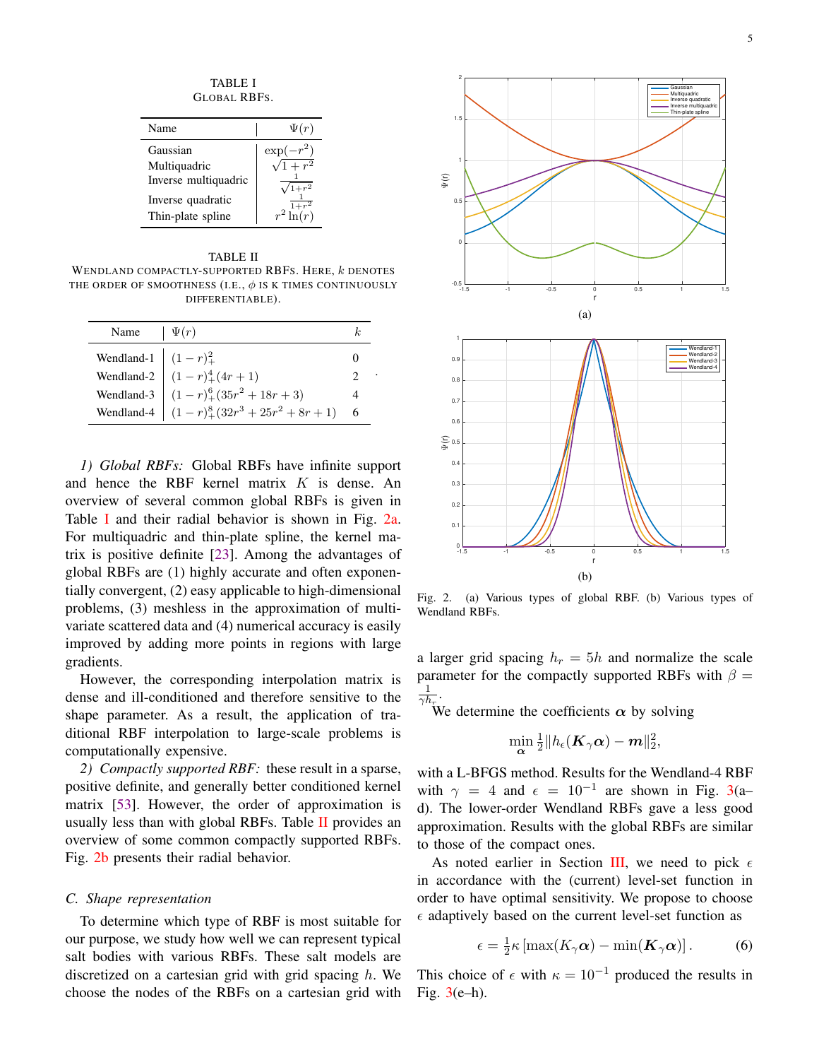TABLE I
GLOBAL RBFS.

| Name | $\Psi(r)$ |
|---|---|
| Gaussian | $\exp(-r^2)$ |
| Multiquadric | $\sqrt{1+r^2}$ |
| Inverse multiquadric | $\frac{1}{\sqrt{1+r^2}}$ |
| Inverse quadratic | $\frac{1}{1+r^2}$ |
| Thin-plate spline | $r^2\ln(r)$ |

TABLE II
WENDLAND COMPACTLY-SUPPORTED RBFS. HERE, $k$ DENOTES THE ORDER OF SMOOTHNESS (I.E., $\phi$ IS K TIMES CONTINUOUSLY DIFFERENTIABLE).

| Name | $\Psi(r)$ | $k$ |
|---|---|---|
| Wendland-1 | $(1-r)_+^2$ | 0 |
| Wendland-2 | $(1-r)_+^4(4r+1)$ | 2 |
| Wendland-3 | $(1-r)_+^6(35r^2+18r+3)$ | 4 |
| Wendland-4 | $(1-r)_+^8(32r^3+25r^2+8r+1)$ | 6 |

*1) Global RBFs:* Global RBFs have infinite support and hence the RBF kernel matrix $K$ is dense. An overview of several common global RBFs is given in Table I and their radial behavior is shown in Fig. 2a. For multiquadric and thin-plate spline, the kernel matrix is positive definite [23]. Among the advantages of global RBFs are (1) highly accurate and often exponentially convergent, (2) easy applicable to high-dimensional problems, (3) meshless in the approximation of multivariate scattered data and (4) numerical accuracy is easily improved by adding more points in regions with large gradients.

However, the corresponding interpolation matrix is dense and ill-conditioned and therefore sensitive to the shape parameter. As a result, the application of traditional RBF interpolation to large-scale problems is computationally expensive.

*2) Compactly supported RBF:* these result in a sparse, positive definite, and generally better conditioned kernel matrix [53]. However, the order of approximation is usually less than with global RBFs. Table II provides an overview of some common compactly supported RBFs. Fig. 2b presents their radial behavior.

### C. Shape representation

To determine which type of RBF is most suitable for our purpose, we study how well we can represent typical salt bodies with various RBFs. These salt models are discretized on a cartesian grid with grid spacing $h$. We choose the nodes of the RBFs on a cartesian grid with a larger grid spacing $h_r = 5h$ and normalize the scale parameter for the compactly supported RBFs with $\beta = \frac{1}{\gamma h_r}$.

We determine the coefficients $\boldsymbol{\alpha}$ by solving

$$\min_{\boldsymbol{\alpha}} \tfrac{1}{2}\|h_\epsilon(\boldsymbol{K}_\gamma\boldsymbol{\alpha}) - \boldsymbol{m}\|_2^2,$$

with a L-BFGS method. Results for the Wendland-4 RBF with $\gamma = 4$ and $\epsilon = 10^{-1}$ are shown in Fig. 3(a–d). The lower-order Wendland RBFs gave a less good approximation. Results with the global RBFs are similar to those of the compact ones.

As noted earlier in Section III, we need to pick $\epsilon$ in accordance with the (current) level-set function in order to have optimal sensitivity. We propose to choose $\epsilon$ adaptively based on the current level-set function as

$$\epsilon = \tfrac{1}{2}\kappa\left[\max(K_\gamma\boldsymbol{\alpha}) - \min(\boldsymbol{K}_\gamma\boldsymbol{\alpha})\right]. \qquad (6)$$

This choice of $\epsilon$ with $\kappa = 10^{-1}$ produced the results in Fig. 3(e–h).

Fig. 2. (a) Various types of global RBF. (b) Various types of Wendland RBFs.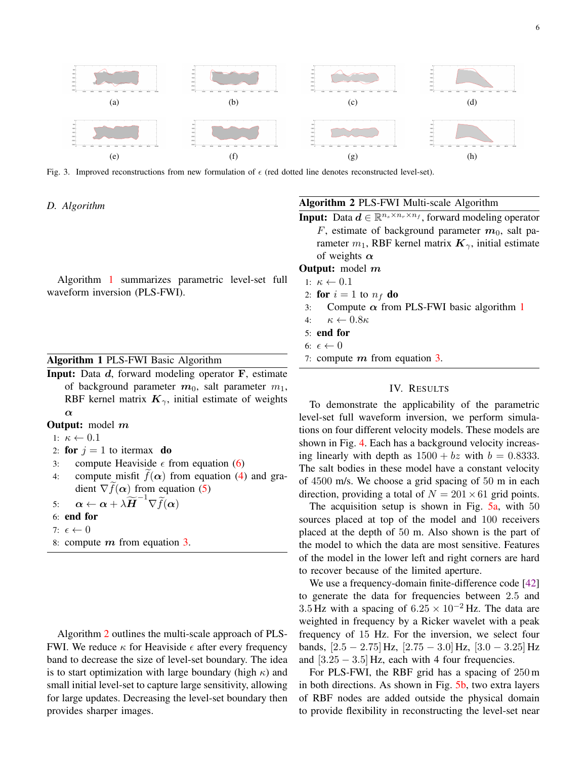(a) (b) (c) (d)

(e) (f) (g) (h)

Fig. 3. Improved reconstructions from new formulation of $\epsilon$ (red dotted line denotes reconstructed level-set).

### D. Algorithm

Algorithm 1 summarizes parametric level-set full waveform inversion (PLS-FWI).

**Algorithm 1** PLS-FWI Basic Algorithm

**Input:** Data $\boldsymbol{d}$, forward modeling operator $\mathbf{F}$, estimate of background parameter $\boldsymbol{m}_0$, salt parameter $m_1$, RBF kernel matrix $\boldsymbol{K}_\gamma$, initial estimate of weights $\boldsymbol{\alpha}$

**Output:** model $\boldsymbol{m}$

1: $\kappa \leftarrow 0.1$
2: **for** $j = 1$ to itermax **do**
3: compute Heaviside $\epsilon$ from equation (6)
4: compute misfit $\widetilde{f}(\boldsymbol{\alpha})$ from equation (4) and gradient $\nabla\widetilde{f}(\boldsymbol{\alpha})$ from equation (5)
5: $\boldsymbol{\alpha} \leftarrow \boldsymbol{\alpha} + \lambda\widetilde{\boldsymbol{H}}^{-1}\nabla\widetilde{f}(\boldsymbol{\alpha})$
6: **end for**
7: $\epsilon \leftarrow 0$
8: compute $\boldsymbol{m}$ from equation 3.

Algorithm 2 outlines the multi-scale approach of PLS-FWI. We reduce $\kappa$ for Heaviside $\epsilon$ after every frequency band to decrease the size of level-set boundary. The idea is to start optimization with large boundary (high $\kappa$) and small initial level-set to capture large sensitivity, allowing for large updates. Decreasing the level-set boundary then provides sharper images.

**Algorithm 2** PLS-FWI Multi-scale Algorithm

**Input:** Data $\boldsymbol{d} \in \mathbb{R}^{n_s \times n_r \times n_f}$, forward modeling operator $F$, estimate of background parameter $\boldsymbol{m}_0$, salt parameter $m_1$, RBF kernel matrix $\boldsymbol{K}_\gamma$, initial estimate of weights $\boldsymbol{\alpha}$

**Output:** model $\boldsymbol{m}$

1: $\kappa \leftarrow 0.1$
2: **for** $i = 1$ to $n_f$ **do**
3: Compute $\boldsymbol{\alpha}$ from PLS-FWI basic algorithm 1
4: $\kappa \leftarrow 0.8\kappa$
5: **end for**
6: $\epsilon \leftarrow 0$
7: compute $\boldsymbol{m}$ from equation 3.

## IV. Results

To demonstrate the applicability of the parametric level-set full waveform inversion, we perform simulations on four different velocity models. These models are shown in Fig. 4. Each has a background velocity increasing linearly with depth as $1500 + bz$ with $b = 0.8333$. The salt bodies in these model have a constant velocity of 4500 m/s. We choose a grid spacing of 50 m in each direction, providing a total of $N = 201 \times 61$ grid points.

The acquisition setup is shown in Fig. 5a, with 50 sources placed at top of the model and 100 receivers placed at the depth of 50 m. Also shown is the part of the model to which the data are most sensitive. Features of the model in the lower left and right corners are hard to recover because of the limited aperture.

We use a frequency-domain finite-difference code [42] to generate the data for frequencies between 2.5 and 3.5 Hz with a spacing of $6.25 \times 10^{-2}$ Hz. The data are weighted in frequency by a Ricker wavelet with a peak frequency of 15 Hz. For the inversion, we select four bands, $[2.5 - 2.75]$ Hz, $[2.75 - 3.0]$ Hz, $[3.0 - 3.25]$ Hz and $[3.25 - 3.5]$ Hz, each with 4 four frequencies.

For PLS-FWI, the RBF grid has a spacing of 250 m in both directions. As shown in Fig. 5b, two extra layers of RBF nodes are added outside the physical domain to provide flexibility in reconstructing the level-set near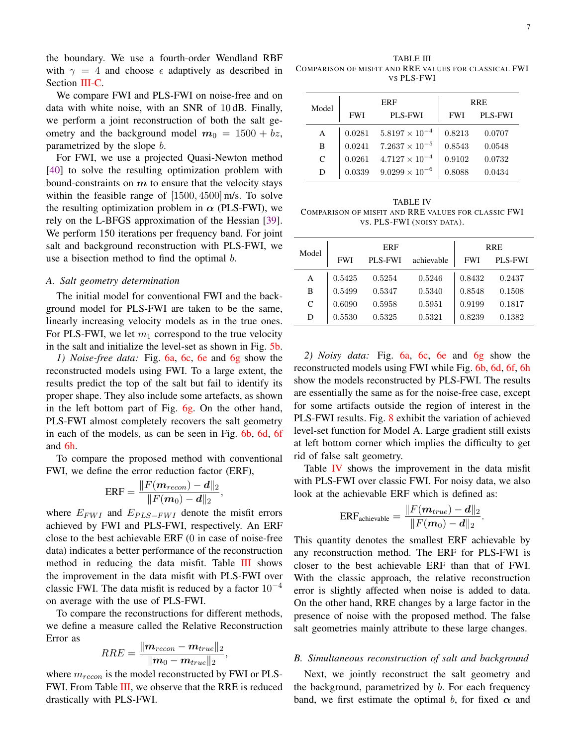the boundary. We use a fourth-order Wendland RBF with $\gamma = 4$ and choose $\epsilon$ adaptively as described in Section III-C.

We compare FWI and PLS-FWI on noise-free and on data with white noise, with an SNR of 10 dB. Finally, we perform a joint reconstruction of both the salt geometry and the background model $\boldsymbol{m}_0 = 1500 + bz$, parametrized by the slope $b$.

For FWI, we use a projected Quasi-Newton method [40] to solve the resulting optimization problem with bound-constraints on $\boldsymbol{m}$ to ensure that the velocity stays within the feasible range of $[1500, 4500]$ m/s. To solve the resulting optimization problem in $\boldsymbol{\alpha}$ (PLS-FWI), we rely on the L-BFGS approximation of the Hessian [39]. We perform 150 iterations per frequency band. For joint salt and background reconstruction with PLS-FWI, we use a bisection method to find the optimal $b$.

### A. Salt geometry determination

The initial model for conventional FWI and the background model for PLS-FWI are taken to be the same, linearly increasing velocity models as in the true ones. For PLS-FWI, we let $m_1$ correspond to the true velocity in the salt and initialize the level-set as shown in Fig. 5b.

*1) Noise-free data:* Fig. 6a, 6c, 6e and 6g show the reconstructed models using FWI. To a large extent, the results predict the top of the salt but fail to identify its proper shape. They also include some artefacts, as shown in the left bottom part of Fig. 6g. On the other hand, PLS-FWI almost completely recovers the salt geometry in each of the models, as can be seen in Fig. 6b, 6d, 6f and 6h.

To compare the proposed method with conventional FWI, we define the error reduction factor (ERF),

$$\text{ERF} = \frac{\|F(\boldsymbol{m}_{recon}) - \boldsymbol{d}\|_2}{\|F(\boldsymbol{m}_0) - \boldsymbol{d}\|_2},$$

where $E_{FWI}$ and $E_{PLS-FWI}$ denote the misfit errors achieved by FWI and PLS-FWI, respectively. An ERF close to the best achievable ERF (0 in case of noise-free data) indicates a better performance of the reconstruction method in reducing the data misfit. Table III shows the improvement in the data misfit with PLS-FWI over classic FWI. The data misfit is reduced by a factor $10^{-4}$ on average with the use of PLS-FWI.

To compare the reconstructions for different methods, we define a measure called the Relative Reconstruction Error as

$$RRE = \frac{\|\boldsymbol{m}_{recon} - \boldsymbol{m}_{true}\|_2}{\|\boldsymbol{m}_0 - \boldsymbol{m}_{true}\|_2},$$

where $m_{recon}$ is the model reconstructed by FWI or PLS-FWI. From Table III, we observe that the RRE is reduced drastically with PLS-FWI.

TABLE III
Comparison of misfit and RRE values for classical FWI vs PLS-FWI

| Model | ERF | | RRE | |
|---|---|---|---|---|
| | FWI | PLS-FWI | FWI | PLS-FWI |
| A | 0.0281 | $5.8197 \times 10^{-4}$ | 0.8213 | 0.0707 |
| B | 0.0241 | $7.2637 \times 10^{-5}$ | 0.8543 | 0.0548 |
| C | 0.0261 | $4.7127 \times 10^{-4}$ | 0.9102 | 0.0732 |
| D | 0.0339 | $9.0299 \times 10^{-6}$ | 0.8088 | 0.0434 |

TABLE IV
Comparison of misfit and RRE values for classic FWI vs. PLS-FWI (noisy data).

| Model | ERF | | | RRE | |
|---|---|---|---|---|---|
| | FWI | PLS-FWI | achievable | FWI | PLS-FWI |
| A | 0.5425 | 0.5254 | 0.5246 | 0.8432 | 0.2437 |
| B | 0.5499 | 0.5347 | 0.5340 | 0.8548 | 0.1508 |
| C | 0.6090 | 0.5958 | 0.5951 | 0.9199 | 0.1817 |
| D | 0.5530 | 0.5325 | 0.5321 | 0.8239 | 0.1382 |

*2) Noisy data:* Fig. 6a, 6c, 6e and 6g show the reconstructed models using FWI while Fig. 6b, 6d, 6f, 6h show the models reconstructed by PLS-FWI. The results are essentially the same as for the noise-free case, except for some artifacts outside the region of interest in the PLS-FWI results. Fig. 8 exhibit the variation of achieved level-set function for Model A. Large gradient still exists at left bottom corner which implies the difficulty to get rid of false salt geometry.

Table IV shows the improvement in the data misfit with PLS-FWI over classic FWI. For noisy data, we also look at the achievable ERF which is defined as:

$$\text{ERF}_{\text{achievable}} = \frac{\|F(\boldsymbol{m}_{true}) - \boldsymbol{d}\|_2}{\|F(\boldsymbol{m}_0) - \boldsymbol{d}\|_2}.$$

This quantity denotes the smallest ERF achievable by any reconstruction method. The ERF for PLS-FWI is closer to the best achievable ERF than that of FWI. With the classic approach, the relative reconstruction error is slightly affected when noise is added to data. On the other hand, RRE changes by a large factor in the presence of noise with the proposed method. The false salt geometries mainly attribute to these large changes.

### B. Simultaneous reconstruction of salt and background

Next, we jointly reconstruct the salt geometry and the background, parametrized by $b$. For each frequency band, we first estimate the optimal $b$, for fixed $\boldsymbol{\alpha}$ and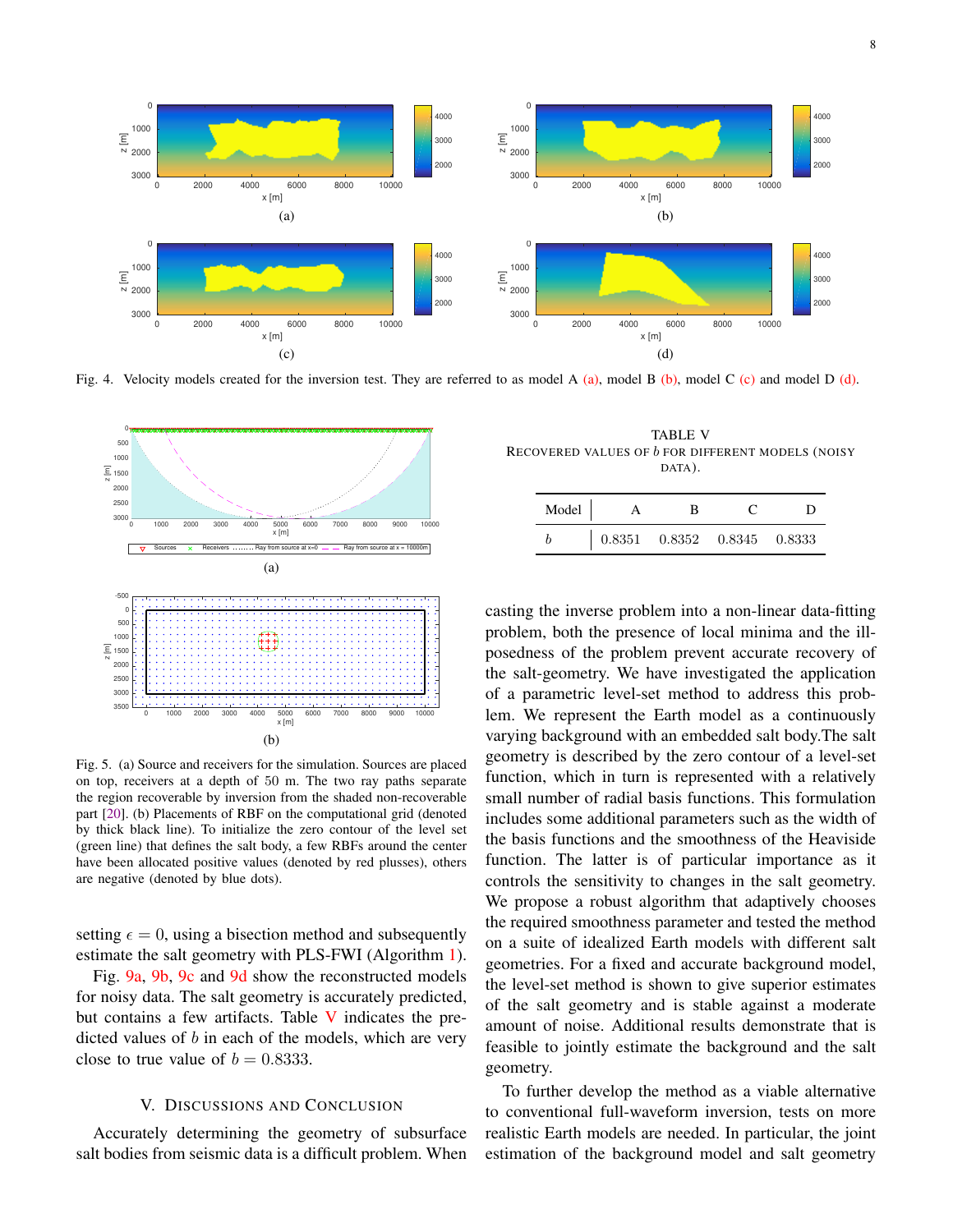Fig. 4. Velocity models created for the inversion test. They are referred to as model A (a), model B (b), model C (c) and model D (d).

Fig. 5. (a) Source and receivers for the simulation. Sources are placed on top, receivers at a depth of 50 m. The two ray paths separate the region recoverable by inversion from the shaded non-recoverable part [20]. (b) Placements of RBF on the computational grid (denoted by thick black line). To initialize the zero contour of the level set (green line) that defines the salt body, a few RBFs around the center have been allocated positive values (denoted by red plusses), others are negative (denoted by blue dots).

setting $\epsilon = 0$, using a bisection method and subsequently estimate the salt geometry with PLS-FWI (Algorithm 1).

Fig. 9a, 9b, 9c and 9d show the reconstructed models for noisy data. The salt geometry is accurately predicted, but contains a few artifacts. Table V indicates the predicted values of $b$ in each of the models, which are very close to true value of $b = 0.8333$.

TABLE V
RECOVERED VALUES OF $b$ FOR DIFFERENT MODELS (NOISY DATA).

| Model | A | B | C | D |
|---|---|---|---|---|
| $b$ | 0.8351 | 0.8352 | 0.8345 | 0.8333 |

## V. DISCUSSIONS AND CONCLUSION

Accurately determining the geometry of subsurface salt bodies from seismic data is a difficult problem. When casting the inverse problem into a non-linear data-fitting problem, both the presence of local minima and the ill-posedness of the problem prevent accurate recovery of the salt-geometry. We have investigated the application of a parametric level-set method to address this problem. We represent the Earth model as a continuously varying background with an embedded salt body.The salt geometry is described by the zero contour of a level-set function, which in turn is represented with a relatively small number of radial basis functions. This formulation includes some additional parameters such as the width of the basis functions and the smoothness of the Heaviside function. The latter is of particular importance as it controls the sensitivity to changes in the salt geometry. We propose a robust algorithm that adaptively chooses the required smoothness parameter and tested the method on a suite of idealized Earth models with different salt geometries. For a fixed and accurate background model, the level-set method is shown to give superior estimates of the salt geometry and is stable against a moderate amount of noise. Additional results demonstrate that is feasible to jointly estimate the background and the salt geometry.

To further develop the method as a viable alternative to conventional full-waveform inversion, tests on more realistic Earth models are needed. In particular, the joint estimation of the background model and salt geometry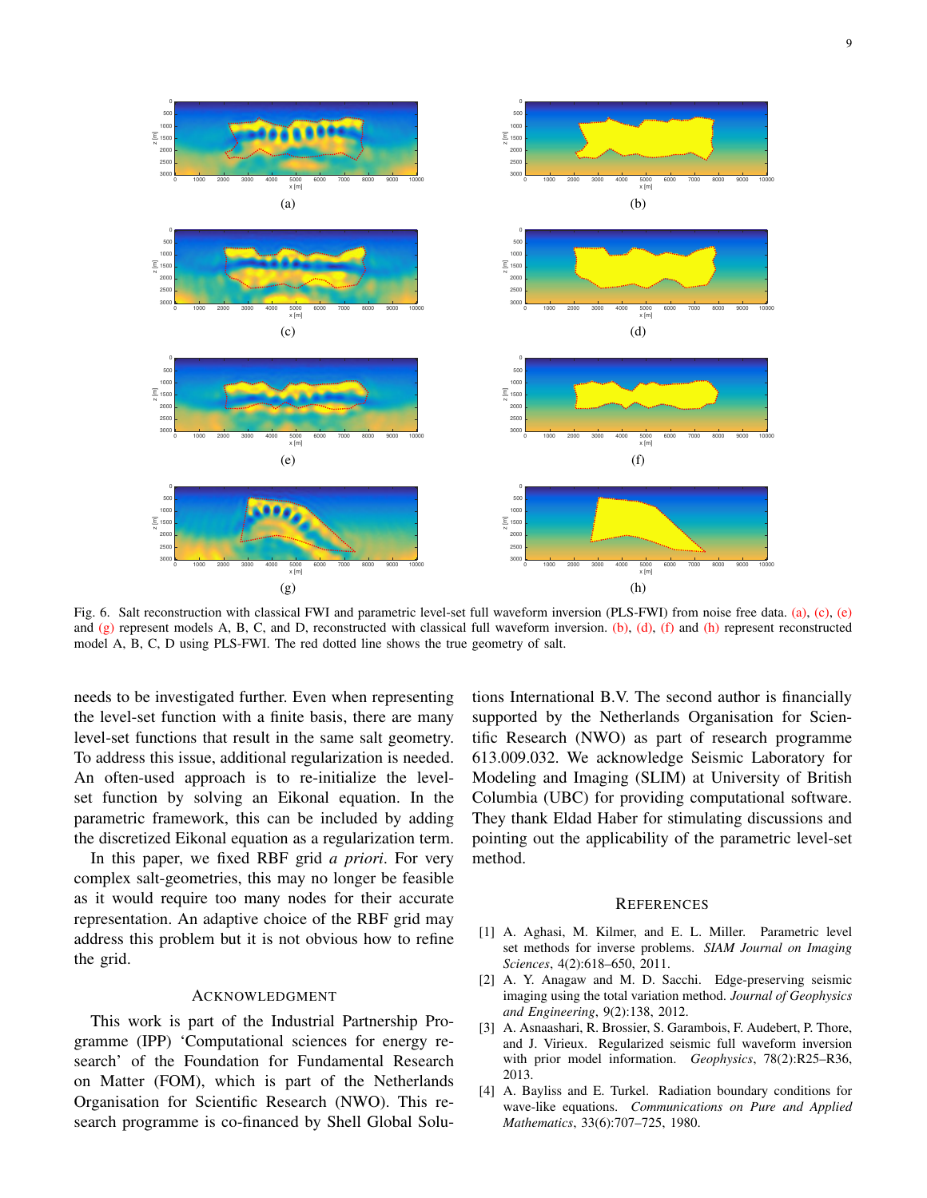Fig. 6. Salt reconstruction with classical FWI and parametric level-set full waveform inversion (PLS-FWI) from noise free data. (a), (c), (e) and (g) represent models A, B, C, and D, reconstructed with classical full waveform inversion. (b), (d), (f) and (h) represent reconstructed model A, B, C, D using PLS-FWI. The red dotted line shows the true geometry of salt.

needs to be investigated further. Even when representing the level-set function with a finite basis, there are many level-set functions that result in the same salt geometry. To address this issue, additional regularization is needed. An often-used approach is to re-initialize the level-set function by solving an Eikonal equation. In the parametric framework, this can be included by adding the discretized Eikonal equation as a regularization term.

In this paper, we fixed RBF grid *a priori*. For very complex salt-geometries, this may no longer be feasible as it would require too many nodes for their accurate representation. An adaptive choice of the RBF grid may address this problem but it is not obvious how to refine the grid.

## Acknowledgment

This work is part of the Industrial Partnership Programme (IPP) 'Computational sciences for energy research' of the Foundation for Fundamental Research on Matter (FOM), which is part of the Netherlands Organisation for Scientific Research (NWO). This research programme is co-financed by Shell Global Solutions International B.V. The second author is financially supported by the Netherlands Organisation for Scientific Research (NWO) as part of research programme 613.009.032. We acknowledge Seismic Laboratory for Modeling and Imaging (SLIM) at University of British Columbia (UBC) for providing computational software. They thank Eldad Haber for stimulating discussions and pointing out the applicability of the parametric level-set method.

## References

[1] A. Aghasi, M. Kilmer, and E. L. Miller. Parametric level set methods for inverse problems. *SIAM Journal on Imaging Sciences*, 4(2):618–650, 2011.

[2] A. Y. Anagaw and M. D. Sacchi. Edge-preserving seismic imaging using the total variation method. *Journal of Geophysics and Engineering*, 9(2):138, 2012.

[3] A. Asnaashari, R. Brossier, S. Garambois, F. Audebert, P. Thore, and J. Virieux. Regularized seismic full waveform inversion with prior model information. *Geophysics*, 78(2):R25–R36, 2013.

[4] A. Bayliss and E. Turkel. Radiation boundary conditions for wave-like equations. *Communications on Pure and Applied Mathematics*, 33(6):707–725, 1980.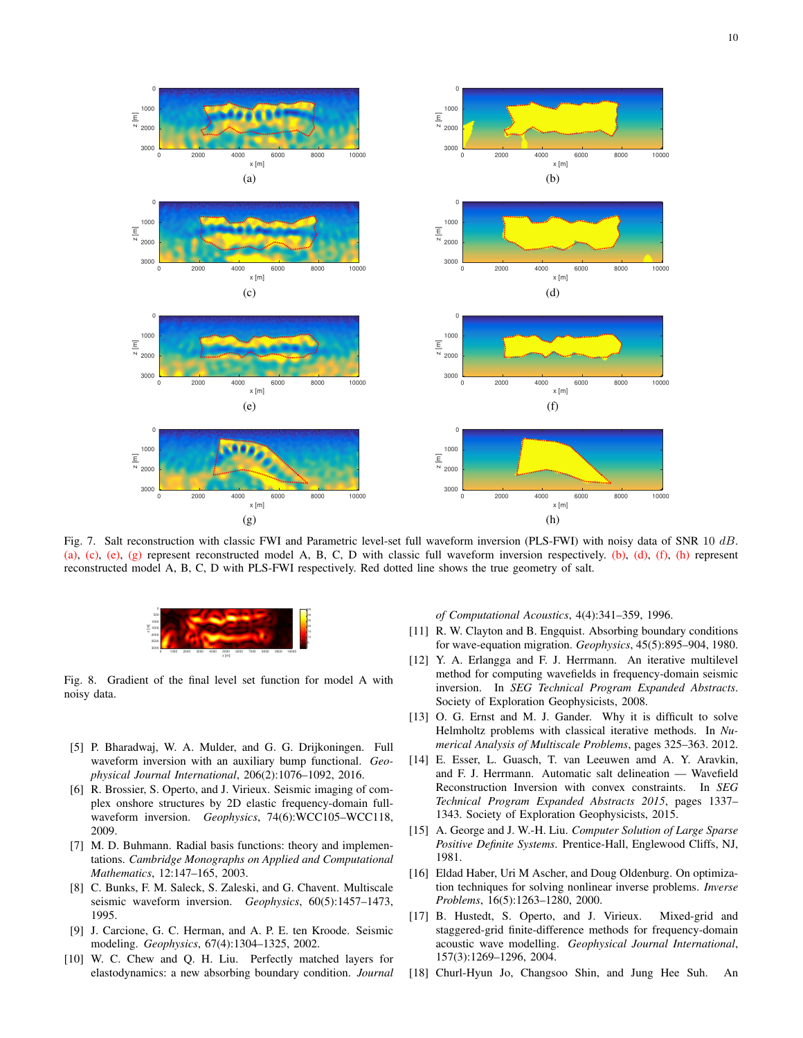Fig. 7. Salt reconstruction with classic FWI and Parametric level-set full waveform inversion (PLS-FWI) with noisy data of SNR 10 $dB$. (a), (c), (e), (g) represent reconstructed model A, B, C, D with classic full waveform inversion respectively. (b), (d), (f), (h) represent reconstructed model A, B, C, D with PLS-FWI respectively. Red dotted line shows the true geometry of salt.

Fig. 8. Gradient of the final level set function for model A with noisy data.

[5] P. Bharadwaj, W. A. Mulder, and G. G. Drijkoningen. Full waveform inversion with an auxiliary bump functional. *Geophysical Journal International*, 206(2):1076–1092, 2016.

[6] R. Brossier, S. Operto, and J. Virieux. Seismic imaging of complex onshore structures by 2D elastic frequency-domain full-waveform inversion. *Geophysics*, 74(6):WCC105–WCC118, 2009.

[7] M. D. Buhmann. Radial basis functions: theory and implementations. *Cambridge Monographs on Applied and Computational Mathematics*, 12:147–165, 2003.

[8] C. Bunks, F. M. Saleck, S. Zaleski, and G. Chavent. Multiscale seismic waveform inversion. *Geophysics*, 60(5):1457–1473, 1995.

[9] J. Carcione, G. C. Herman, and A. P. E. ten Kroode. Seismic modeling. *Geophysics*, 67(4):1304–1325, 2002.

[10] W. C. Chew and Q. H. Liu. Perfectly matched layers for elastodynamics: a new absorbing boundary condition. *Journal of Computational Acoustics*, 4(4):341–359, 1996.

[11] R. W. Clayton and B. Engquist. Absorbing boundary conditions for wave-equation migration. *Geophysics*, 45(5):895–904, 1980.

[12] Y. A. Erlangga and F. J. Herrmann. An iterative multilevel method for computing wavefields in frequency-domain seismic inversion. In *SEG Technical Program Expanded Abstracts*. Society of Exploration Geophysicists, 2008.

[13] O. G. Ernst and M. J. Gander. Why it is difficult to solve Helmholtz problems with classical iterative methods. In *Numerical Analysis of Multiscale Problems*, pages 325–363. 2012.

[14] E. Esser, L. Guasch, T. van Leeuwen amd A. Y. Aravkin, and F. J. Herrmann. Automatic salt delineation — Wavefield Reconstruction Inversion with convex constraints. In *SEG Technical Program Expanded Abstracts 2015*, pages 1337–1343. Society of Exploration Geophysicists, 2015.

[15] A. George and J. W.-H. Liu. *Computer Solution of Large Sparse Positive Definite Systems*. Prentice-Hall, Englewood Cliffs, NJ, 1981.

[16] Eldad Haber, Uri M Ascher, and Doug Oldenburg. On optimization techniques for solving nonlinear inverse problems. *Inverse Problems*, 16(5):1263–1280, 2000.

[17] B. Hustedt, S. Operto, and J. Virieux. Mixed-grid and staggered-grid finite-difference methods for frequency-domain acoustic wave modelling. *Geophysical Journal International*, 157(3):1269–1296, 2004.

[18] Churl-Hyun Jo, Changsoo Shin, and Jung Hee Suh. An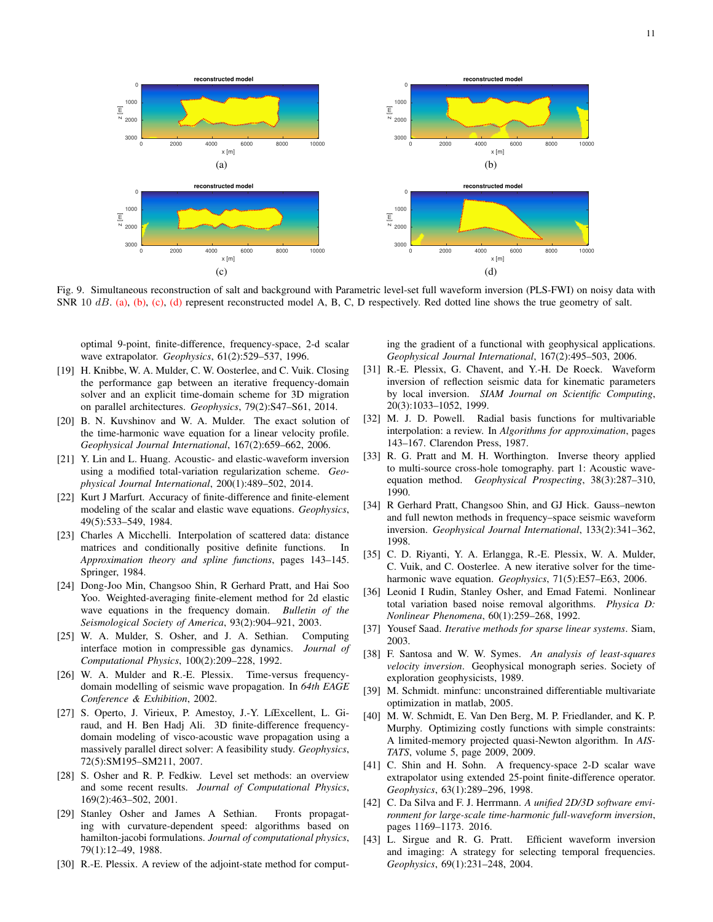Fig. 9. Simultaneous reconstruction of salt and background with Parametric level-set full waveform inversion (PLS-FWI) on noisy data with SNR 10 $dB$. (a), (b), (c), (d) represent reconstructed model A, B, C, D respectively. Red dotted line shows the true geometry of salt.

optimal 9-point, finite-difference, frequency-space, 2-d scalar wave extrapolator. *Geophysics*, 61(2):529–537, 1996.

[19] H. Knibbe, W. A. Mulder, C. W. Oosterlee, and C. Vuik. Closing the performance gap between an iterative frequency-domain solver and an explicit time-domain scheme for 3D migration on parallel architectures. *Geophysics*, 79(2):S47–S61, 2014.

[20] B. N. Kuvshinov and W. A. Mulder. The exact solution of the time-harmonic wave equation for a linear velocity profile. *Geophysical Journal International*, 167(2):659–662, 2006.

[21] Y. Lin and L. Huang. Acoustic- and elastic-waveform inversion using a modified total-variation regularization scheme. *Geophysical Journal International*, 200(1):489–502, 2014.

[22] Kurt J Marfurt. Accuracy of finite-difference and finite-element modeling of the scalar and elastic wave equations. *Geophysics*, 49(5):533–549, 1984.

[23] Charles A Micchelli. Interpolation of scattered data: distance matrices and conditionally positive definite functions. In *Approximation theory and spline functions*, pages 143–145. Springer, 1984.

[24] Dong-Joo Min, Changsoo Shin, R Gerhard Pratt, and Hai Soo Yoo. Weighted-averaging finite-element method for 2d elastic wave equations in the frequency domain. *Bulletin of the Seismological Society of America*, 93(2):904–921, 2003.

[25] W. A. Mulder, S. Osher, and J. A. Sethian. Computing interface motion in compressible gas dynamics. *Journal of Computational Physics*, 100(2):209–228, 1992.

[26] W. A. Mulder and R.-E. Plessix. Time-versus frequency-domain modelling of seismic wave propagation. In *64th EAGE Conference & Exhibition*, 2002.

[27] S. Operto, J. Virieux, P. Amestoy, J.-Y. LíExcellent, L. Giraud, and H. Ben Hadj Ali. 3D finite-difference frequency-domain modeling of visco-acoustic wave propagation using a massively parallel direct solver: A feasibility study. *Geophysics*, 72(5):SM195–SM211, 2007.

[28] S. Osher and R. P. Fedkiw. Level set methods: an overview and some recent results. *Journal of Computational Physics*, 169(2):463–502, 2001.

[29] Stanley Osher and James A Sethian. Fronts propagating with curvature-dependent speed: algorithms based on hamilton-jacobi formulations. *Journal of computational physics*, 79(1):12–49, 1988.

[30] R.-E. Plessix. A review of the adjoint-state method for computing the gradient of a functional with geophysical applications. *Geophysical Journal International*, 167(2):495–503, 2006.

[31] R.-E. Plessix, G. Chavent, and Y.-H. De Roeck. Waveform inversion of reflection seismic data for kinematic parameters by local inversion. *SIAM Journal on Scientific Computing*, 20(3):1033–1052, 1999.

[32] M. J. D. Powell. Radial basis functions for multivariable interpolation: a review. In *Algorithms for approximation*, pages 143–167. Clarendon Press, 1987.

[33] R. G. Pratt and M. H. Worthington. Inverse theory applied to multi-source cross-hole tomography. part 1: Acoustic wave-equation method. *Geophysical Prospecting*, 38(3):287–310, 1990.

[34] R Gerhard Pratt, Changsoo Shin, and GJ Hick. Gauss–newton and full newton methods in frequency–space seismic waveform inversion. *Geophysical Journal International*, 133(2):341–362, 1998.

[35] C. D. Riyanti, Y. A. Erlangga, R.-E. Plessix, W. A. Mulder, C. Vuik, and C. Oosterlee. A new iterative solver for the time-harmonic wave equation. *Geophysics*, 71(5):E57–E63, 2006.

[36] Leonid I Rudin, Stanley Osher, and Emad Fatemi. Nonlinear total variation based noise removal algorithms. *Physica D: Nonlinear Phenomena*, 60(1):259–268, 1992.

[37] Yousef Saad. *Iterative methods for sparse linear systems*. Siam, 2003.

[38] F. Santosa and W. W. Symes. *An analysis of least-squares velocity inversion*. Geophysical monograph series. Society of exploration geophysicists, 1989.

[39] M. Schmidt. minfunc: unconstrained differentiable multivariate optimization in matlab, 2005.

[40] M. W. Schmidt, E. Van Den Berg, M. P. Friedlander, and K. P. Murphy. Optimizing costly functions with simple constraints: A limited-memory projected quasi-Newton algorithm. In *AISTATS*, volume 5, page 2009, 2009.

[41] C. Shin and H. Sohn. A frequency-space 2-D scalar wave extrapolator using extended 25-point finite-difference operator. *Geophysics*, 63(1):289–296, 1998.

[42] C. Da Silva and F. J. Herrmann. *A unified 2D/3D software environment for large-scale time-harmonic full-waveform inversion*, pages 1169–1173. 2016.

[43] L. Sirgue and R. G. Pratt. Efficient waveform inversion and imaging: A strategy for selecting temporal frequencies. *Geophysics*, 69(1):231–248, 2004.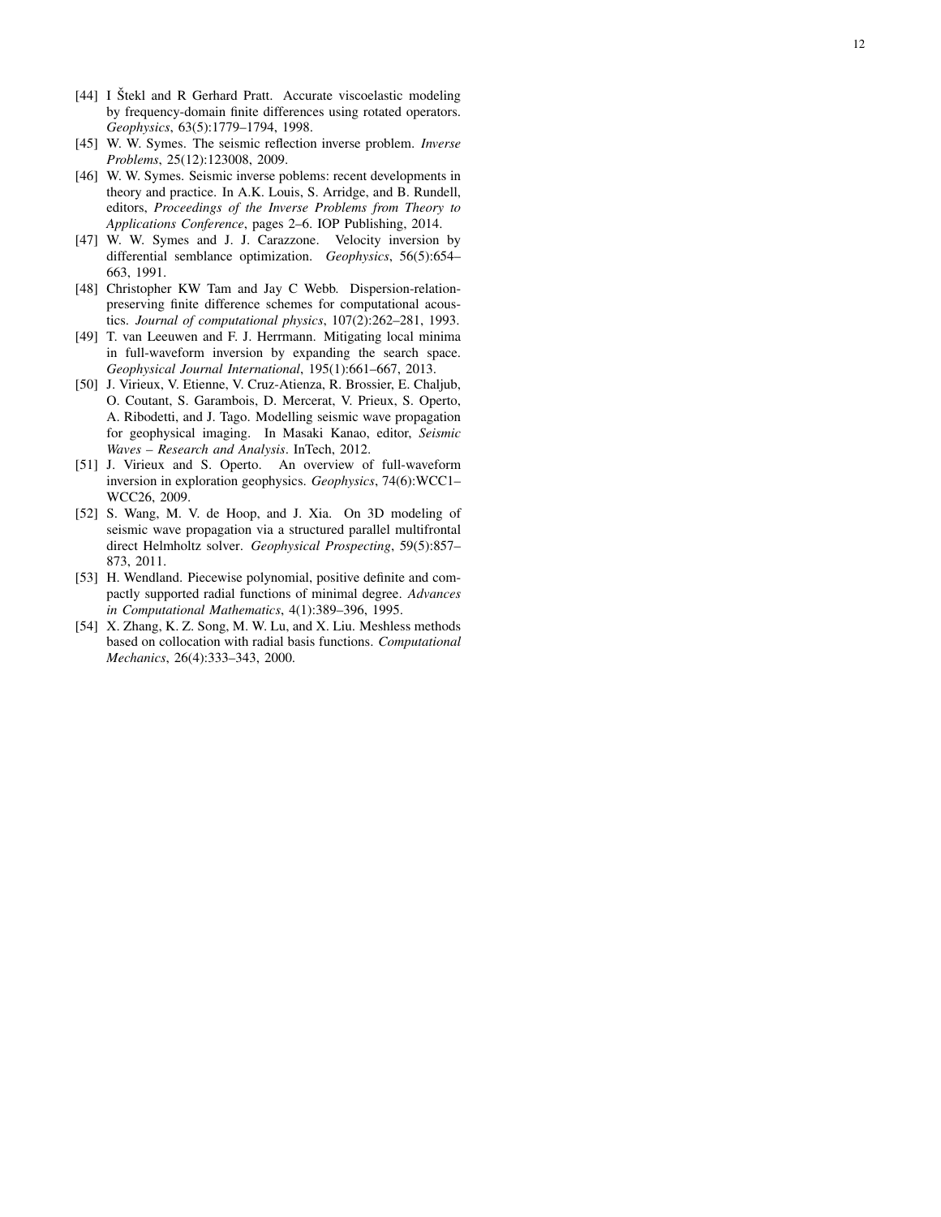[44] I Štekl and R Gerhard Pratt. Accurate viscoelastic modeling by frequency-domain finite differences using rotated operators. *Geophysics*, 63(5):1779–1794, 1998.

[45] W. W. Symes. The seismic reflection inverse problem. *Inverse Problems*, 25(12):123008, 2009.

[46] W. W. Symes. Seismic inverse poblems: recent developments in theory and practice. In A.K. Louis, S. Arridge, and B. Rundell, editors, *Proceedings of the Inverse Problems from Theory to Applications Conference*, pages 2–6. IOP Publishing, 2014.

[47] W. W. Symes and J. J. Carazzone. Velocity inversion by differential semblance optimization. *Geophysics*, 56(5):654–663, 1991.

[48] Christopher KW Tam and Jay C Webb. Dispersion-relation-preserving finite difference schemes for computational acoustics. *Journal of computational physics*, 107(2):262–281, 1993.

[49] T. van Leeuwen and F. J. Herrmann. Mitigating local minima in full-waveform inversion by expanding the search space. *Geophysical Journal International*, 195(1):661–667, 2013.

[50] J. Virieux, V. Etienne, V. Cruz-Atienza, R. Brossier, E. Chaljub, O. Coutant, S. Garambois, D. Mercerat, V. Prieux, S. Operto, A. Ribodetti, and J. Tago. Modelling seismic wave propagation for geophysical imaging. In Masaki Kanao, editor, *Seismic Waves – Research and Analysis*. InTech, 2012.

[51] J. Virieux and S. Operto. An overview of full-waveform inversion in exploration geophysics. *Geophysics*, 74(6):WCC1–WCC26, 2009.

[52] S. Wang, M. V. de Hoop, and J. Xia. On 3D modeling of seismic wave propagation via a structured parallel multifrontal direct Helmholtz solver. *Geophysical Prospecting*, 59(5):857–873, 2011.

[53] H. Wendland. Piecewise polynomial, positive definite and compactly supported radial functions of minimal degree. *Advances in Computational Mathematics*, 4(1):389–396, 1995.

[54] X. Zhang, K. Z. Song, M. W. Lu, and X. Liu. Meshless methods based on collocation with radial basis functions. *Computational Mechanics*, 26(4):333–343, 2000.